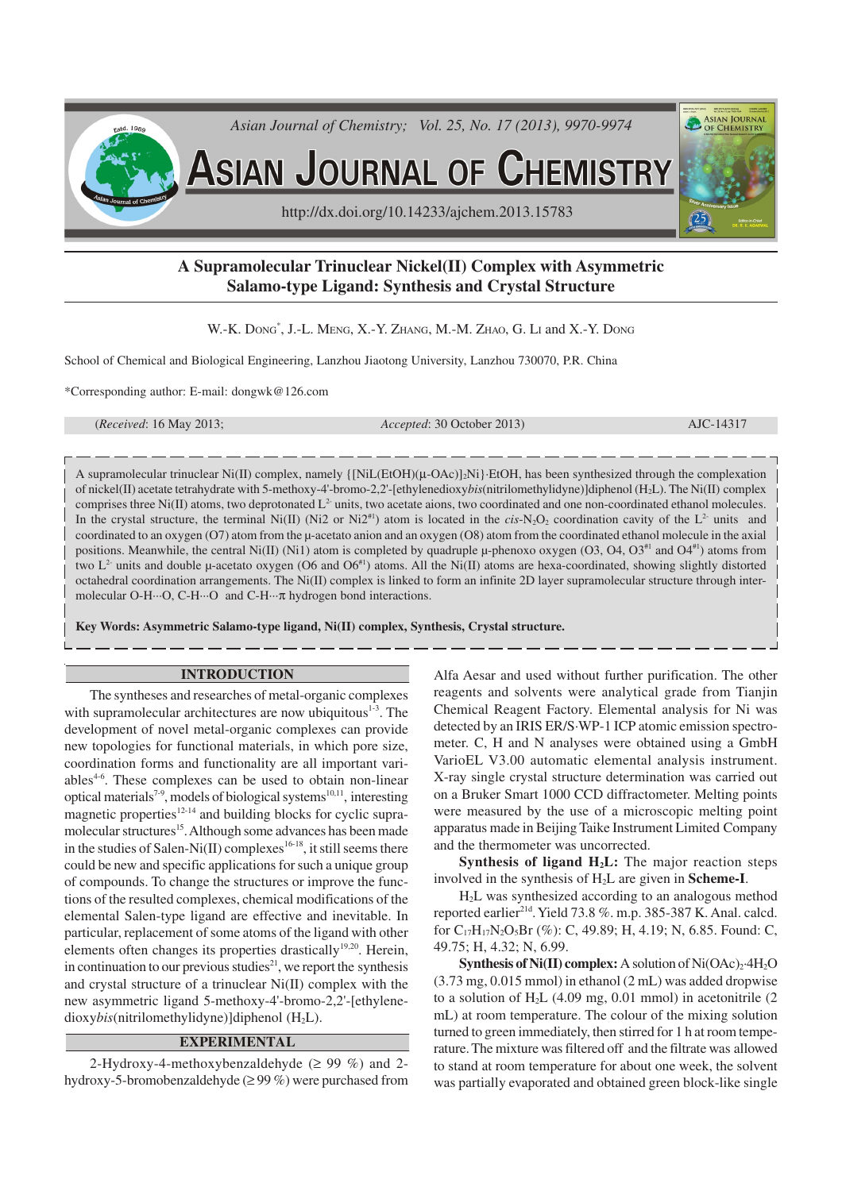# A Supramolecular Trinuclear Nickel(II) Complex with Asymmetric Salamo-type Ligand: Synthesis and Crystal Structure

W.-K. Dong*, J.-L. Meng, X.-Y. Zhang, M.-M. Zhao, G. Li and X.-Y. Dong

School of Chemical and Biological Engineering, Lanzhou Jiaotong University, Lanzhou 730070, P.R. China

*Corresponding author: E-mail: dongwk@126.com

(*Received*: 16 May 2013; *Accepted*: 30 October 2013) AJC-14317

A supramolecular trinuclear Ni(II) complex, namely {[NiL(EtOH)(μ-OAc)]$_2$Ni}·EtOH, has been synthesized through the complexation of nickel(II) acetate tetrahydrate with 5-methoxy-4'-bromo-2,2'-[ethylenedioxy*bis*(nitrilomethylidyne)]diphenol ($H_2L$). The Ni(II) complex comprises three Ni(II) atoms, two deprotonated $L^{2-}$ units, two acetate aions, two coordinated and one non-coordinated ethanol molecules. In the crystal structure, the terminal Ni(II) (Ni2 or Ni2#1) atom is located in the *cis*-$N_2O_2$ coordination cavity of the $L^{2-}$ units and coordinated to an oxygen (O7) atom from the μ-acetato anion and an oxygen (O8) atom from the coordinated ethanol molecule in the axial positions. Meanwhile, the central Ni(II) (Ni1) atom is completed by quadruple μ-phenoxo oxygen (O3, O4, O3#1 and O4#1) atoms from two $L^{2-}$ units and double μ-acetato oxygen (O6 and O6#1) atoms. All the Ni(II) atoms are hexa-coordinated, showing slightly distorted octahedral coordination arrangements. The Ni(II) complex is linked to form an infinite 2D layer supramolecular structure through intermolecular O-H···O, C-H···O and C-H···π hydrogen bond interactions.

**Key Words: Asymmetric Salamo-type ligand, Ni(II) complex, Synthesis, Crystal structure.**

## INTRODUCTION

The syntheses and researches of metal-organic complexes with supramolecular architectures are now ubiquitous[1-3]. The development of novel metal-organic complexes can provide new topologies for functional materials, in which pore size, coordination forms and functionality are all important variables[4-6]. These complexes can be used to obtain non-linear optical materials[7-9], models of biological systems[10,11], interesting magnetic properties[12-14] and building blocks for cyclic supramolecular structures[15]. Although some advances has been made in the studies of Salen-Ni(II) complexes[16-18], it still seems there could be new and specific applications for such a unique group of compounds. To change the structures or improve the functions of the resulted complexes, chemical modifications of the elemental Salen-type ligand are effective and inevitable. In particular, replacement of some atoms of the ligand with other elements often changes its properties drastically[19,20]. Herein, in continuation to our previous studies[21], we report the synthesis and crystal structure of a trinuclear Ni(II) complex with the new asymmetric ligand 5-methoxy-4'-bromo-2,2'-[ethylenedioxy*bis*(nitrilomethylidyne)]diphenol ($H_2L$).

## EXPERIMENTAL

2-Hydroxy-4-methoxybenzaldehyde (≥ 99 %) and 2-hydroxy-5-bromobenzaldehyde (≥ 99 %) were purchased from Alfa Aesar and used without further purification. The other reagents and solvents were analytical grade from Tianjin Chemical Reagent Factory. Elemental analysis for Ni was detected by an IRIS ER/S·WP-1 ICP atomic emission spectrometer. C, H and N analyses were obtained using a GmbH VarioEL V3.00 automatic elemental analysis instrument. X-ray single crystal structure determination was carried out on a Bruker Smart 1000 CCD diffractometer. Melting points were measured by the use of a microscopic melting point apparatus made in Beijing Taike Instrument Limited Company and the thermometer was uncorrected.

**Synthesis of ligand $H_2L$:** The major reaction steps involved in the synthesis of $H_2L$ are given in **Scheme-I**.

$H_2L$ was synthesized according to an analogous method reported earlier[21d]. Yield 73.8 %. m.p. 385-387 K. Anal. calcd. for $C_{17}H_{17}N_2O_5Br$ (%): C, 49.89; H, 4.19; N, 6.85. Found: C, 49.75; H, 4.32; N, 6.99.

**Synthesis of Ni(II) complex:** A solution of $Ni(OAc)_2·4H_2O$ (3.73 mg, 0.015 mmol) in ethanol (2 mL) was added dropwise to a solution of $H_2L$ (4.09 mg, 0.01 mmol) in acetonitrile (2 mL) at room temperature. The colour of the mixing solution turned to green immediately, then stirred for 1 h at room temperature. The mixture was filtered off and the filtrate was allowed to stand at room temperature for about one week, the solvent was partially evaporated and obtained green block-like single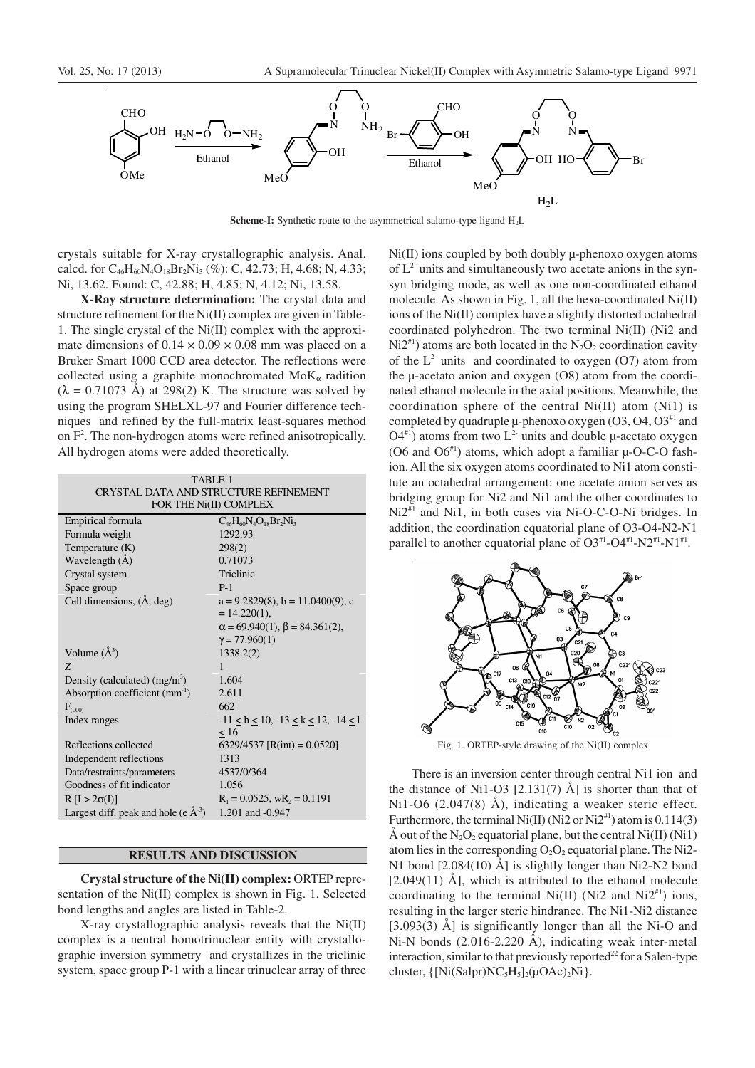**Scheme-I:** Synthetic route to the asymmetrical salamo-type ligand $H_2L$

crystals suitable for X-ray crystallographic analysis. Anal. calcd. for $C_{46}H_{60}N_4O_{18}Br_2Ni_3$ (%): C, 42.73; H, 4.68; N, 4.33; Ni, 13.62. Found: C, 42.88; H, 4.85; N, 4.12; Ni, 13.58.

**X-Ray structure determination:** The crystal data and structure refinement for the Ni(II) complex are given in Table-1. The single crystal of the Ni(II) complex with the approximate dimensions of $0.14 \times 0.09 \times 0.08$ mm was placed on a Bruker Smart 1000 CCD area detector. The reflections were collected using a graphite monochromated $MoK_\alpha$ radition ($\lambda$ = 0.71073 Å) at 298(2) K. The structure was solved by using the program SHELXL-97 and Fourier difference techniques and refined by the full-matrix least-squares method on $F^2$. The non-hydrogen atoms were refined anisotropically. All hydrogen atoms were added theoretically.

TABLE-1
CRYSTAL DATA AND STRUCTURE REFINEMENT FOR THE Ni(II) COMPLEX

| | |
|---|---|
| Empirical formula | $C_{46}H_{60}N_4O_{18}Br_2Ni_3$ |
| Formula weight | 1292.93 |
| Temperature (K) | 298(2) |
| Wavelength (Å) | 0.71073 |
| Crystal system | Triclinic |
| Space group | P-1 |
| Cell dimensions, (Å, deg) | a = 9.2829(8), b = 11.0400(9), c = 14.220(1), $\alpha$ = 69.940(1), $\beta$ = 84.361(2), $\gamma$ = 77.960(1) |
| Volume ($Å^3$) | 1338.2(2) |
| Z | 1 |
| Density (calculated) ($mg/m^3$) | 1.604 |
| Absorption coefficient ($mm^{-1}$) | 2.611 |
| $F_{(000)}$ | 662 |
| Index ranges | $-11 \leq h \leq 10$, $-13 \leq k \leq 12$, $-14 \leq l \leq 16$ |
| Reflections collected | 6329/4537 [R(int) = 0.0520] |
| Independent reflections | 1313 |
| Data/restraints/parameters | 4537/0/364 |
| Goodness of fit indicator | 1.056 |
| R [I > 2σ(I)] | $R_1$ = 0.0525, $wR_2$ = 0.1191 |
| Largest diff. peak and hole (e $Å^{-3}$) | 1.201 and -0.947 |

## RESULTS AND DISCUSSION

**Crystal structure of the Ni(II) complex:** ORTEP representation of the Ni(II) complex is shown in Fig. 1. Selected bond lengths and angles are listed in Table-2.

X-ray crystallographic analysis reveals that the Ni(II) complex is a neutral homotrinuclear entity with crystallographic inversion symmetry and crystallizes in the triclinic system, space group P-1 with a linear trinuclear array of three Ni(II) ions coupled by both doubly μ-phenoxo oxygen atoms of $L^{2-}$ units and simultaneously two acetate anions in the syn-syn bridging mode, as well as one non-coordinated ethanol molecule. As shown in Fig. 1, all the hexa-coordinated Ni(II) ions of the Ni(II) complex have a slightly distorted octahedral coordinated polyhedron. The two terminal Ni(II) (Ni2 and Ni2#1) atoms are both located in the $N_2O_2$ coordination cavity of the $L^{2-}$ units and coordinated to oxygen (O7) atom from the μ-acetato anion and oxygen (O8) atom from the coordinated ethanol molecule in the axial positions. Meanwhile, the coordination sphere of the central Ni(II) atom (Ni1) is completed by quadruple μ-phenoxo oxygen (O3, O4, O3#1 and O4#1) atoms from two $L^{2-}$ units and double μ-acetato oxygen (O6 and O6#1) atoms, which adopt a familiar μ-O-C-O fashion. All the six oxygen atoms coordinated to Ni1 atom constitute an octahedral arrangement: one acetate anion serves as bridging group for Ni2 and Ni1 and the other coordinates to Ni2#1 and Ni1, in both cases via Ni-O-C-O-Ni bridges. In addition, the coordination equatorial plane of O3-O4-N2-N1 parallel to another equatorial plane of O3#1-O4#1-N2#1-N1#1.

Fig. 1. ORTEP-style drawing of the Ni(II) complex

There is an inversion center through central Ni1 ion and the distance of Ni1-O3 [2.131(7) Å] is shorter than that of Ni1-O6 (2.047(8) Å), indicating a weaker steric effect. Furthermore, the terminal Ni(II) (Ni2 or Ni2#1) atom is 0.114(3) Å out of the $N_2O_2$ equatorial plane, but the central Ni(II) (Ni1) atom lies in the corresponding $O_2O_2$ equatorial plane. The Ni2-N1 bond [2.084(10) Å] is slightly longer than Ni2-N2 bond [2.049(11) Å], which is attributed to the ethanol molecule coordinating to the terminal Ni(II) (Ni2 and Ni2#1) ions, resulting in the larger steric hindrance. The Ni1-Ni2 distance [3.093(3) Å] is significantly longer than all the Ni-O and Ni-N bonds (2.016-2.220 Å), indicating weak inter-metal interaction, similar to that previously reported[22] for a Salen-type cluster, {$[Ni(Salpr)NC_5H_5]_2(\mu OAc)_2Ni$}.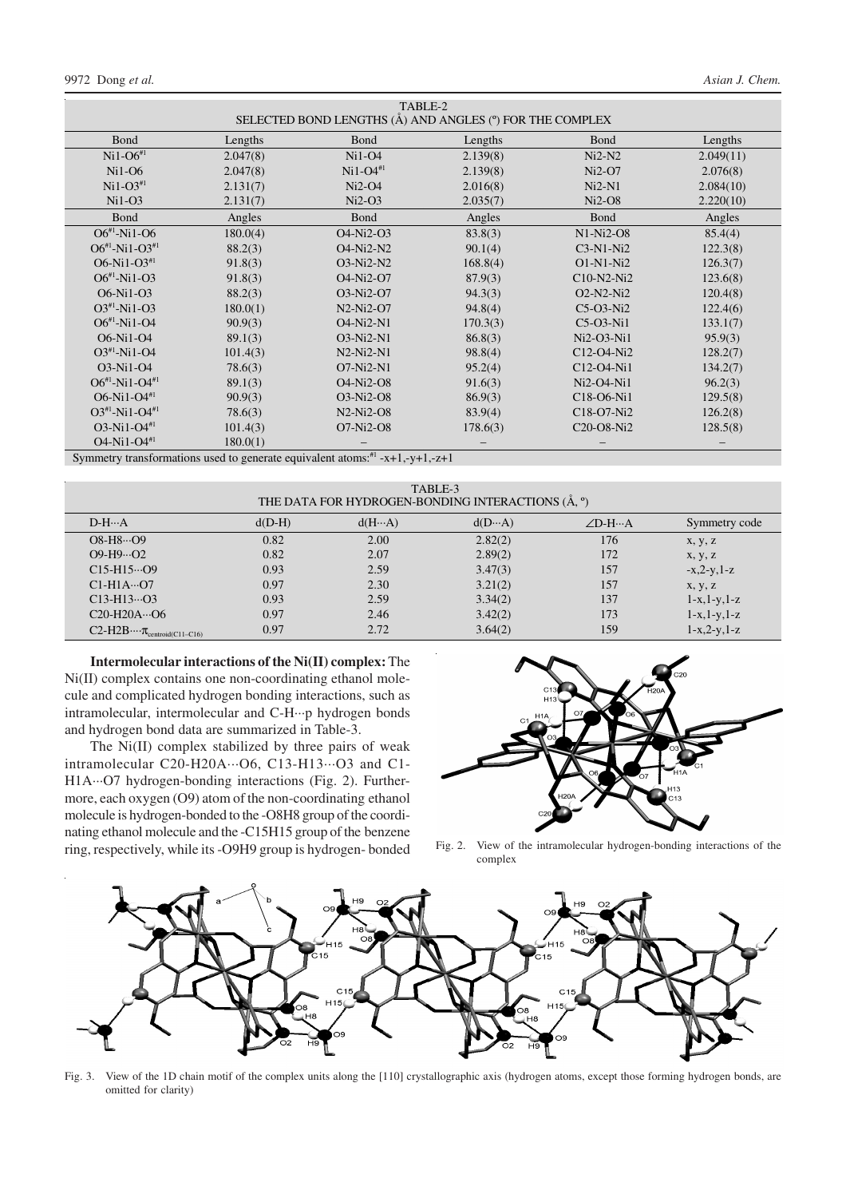TABLE-2
SELECTED BOND LENGTHS (Å) AND ANGLES (°) FOR THE COMPLEX

| Bond | Lengths | Bond | Lengths | Bond | Lengths |
|---|---|---|---|---|---|
| Ni1-O6#1 | 2.047(8) | Ni1-O4 | 2.139(8) | Ni2-N2 | 2.049(11) |
| Ni1-O6 | 2.047(8) | Ni1-O4#1 | 2.139(8) | Ni2-O7 | 2.076(8) |
| Ni1-O3#1 | 2.131(7) | Ni2-O4 | 2.016(8) | Ni2-N1 | 2.084(10) |
| Ni1-O3 | 2.131(7) | Ni2-O3 | 2.035(7) | Ni2-O8 | 2.220(10) |
| **Bond** | **Angles** | **Bond** | **Angles** | **Bond** | **Angles** |
| O6#1-Ni1-O6 | 180.0(4) | O4-Ni2-O3 | 83.8(3) | N1-Ni2-O8 | 85.4(4) |
| O6#1-Ni1-O3#1 | 88.2(3) | O4-Ni2-N2 | 90.1(4) | C3-N1-Ni2 | 122.3(8) |
| O6-Ni1-O3#1 | 91.8(3) | O3-Ni2-N2 | 168.8(4) | O1-N1-Ni2 | 126.3(7) |
| O6#1-Ni1-O3 | 91.8(3) | O4-Ni2-O7 | 87.9(3) | C10-N2-Ni2 | 123.6(8) |
| O6-Ni1-O3 | 88.2(3) | O3-Ni2-O7 | 94.3(3) | O2-N2-Ni2 | 120.4(8) |
| O3#1-Ni1-O3 | 180.0(1) | N2-Ni2-O7 | 94.8(4) | C5-O3-Ni2 | 122.4(6) |
| O6#1-Ni1-O4 | 90.9(3) | O4-Ni2-N1 | 170.3(3) | C5-O3-Ni1 | 133.1(7) |
| O6-Ni1-O4 | 89.1(3) | O3-Ni2-N1 | 86.8(3) | Ni2-O3-Ni1 | 95.9(3) |
| O3#1-Ni1-O4 | 101.4(3) | N2-Ni2-N1 | 98.8(4) | C12-O4-Ni2 | 128.2(7) |
| O3-Ni1-O4 | 78.6(3) | O7-Ni2-N1 | 95.2(4) | C12-O4-Ni1 | 134.2(7) |
| O6#1-Ni1-O4#1 | 89.1(3) | O4-Ni2-O8 | 91.6(3) | Ni2-O4-Ni1 | 96.2(3) |
| O6-Ni1-O4#1 | 90.9(3) | O3-Ni2-O8 | 86.9(3) | C18-O6-Ni1 | 129.5(8) |
| O3#1-Ni1-O4#1 | 78.6(3) | N2-Ni2-O8 | 83.9(4) | C18-O7-Ni2 | 126.2(8) |
| O3-Ni1-O4#1 | 101.4(3) | O7-Ni2-O8 | 178.6(3) | C20-O8-Ni2 | 128.5(8) |
| O4-Ni1-O4#1 | 180.0(1) | – | – | – | – |

Symmetry transformations used to generate equivalent atoms:#1 -x+1,-y+1,-z+1

TABLE-3
THE DATA FOR HYDROGEN-BONDING INTERACTIONS (Å, °)

| D-H···A | d(D-H) | d(H···A) | d(D···A) | ∠D-H···A | Symmetry code |
|---|---|---|---|---|---|
| O8-H8···O9 | 0.82 | 2.00 | 2.82(2) | 176 | x, y, z |
| O9-H9···O2 | 0.82 | 2.07 | 2.89(2) | 172 | x, y, z |
| C15-H15···O9 | 0.93 | 2.59 | 3.47(3) | 157 | -x,2-y,1-z |
| C1-H1A···O7 | 0.97 | 2.30 | 3.21(2) | 157 | x, y, z |
| C13-H13···O3 | 0.93 | 2.59 | 3.34(2) | 137 | 1-x,1-y,1-z |
| C20-H20A···O6 | 0.97 | 2.46 | 3.42(2) | 173 | 1-x,1-y,1-z |
| C2-H2B···$\pi_{centroid(C11-C16)}$ | 0.97 | 2.72 | 3.64(2) | 159 | 1-x,2-y,1-z |

**Intermolecular interactions of the Ni(II) complex:** The Ni(II) complex contains one non-coordinating ethanol molecule and complicated hydrogen bonding interactions, such as intramolecular, intermolecular and C-H···p hydrogen bonds and hydrogen bond data are summarized in Table-3.

The Ni(II) complex stabilized by three pairs of weak intramolecular C20-H20A···O6, C13-H13···O3 and C1-H1A···O7 hydrogen-bonding interactions (Fig. 2). Furthermore, each oxygen (O9) atom of the non-coordinating ethanol molecule is hydrogen-bonded to the -O8H8 group of the coordinating ethanol molecule and the -C15H15 group of the benzene ring, respectively, while its -O9H9 group is hydrogen- bonded

Fig. 2. View of the intramolecular hydrogen-bonding interactions of the complex

Fig. 3. View of the 1D chain motif of the complex units along the [110] crystallographic axis (hydrogen atoms, except those forming hydrogen bonds, are omitted for clarity)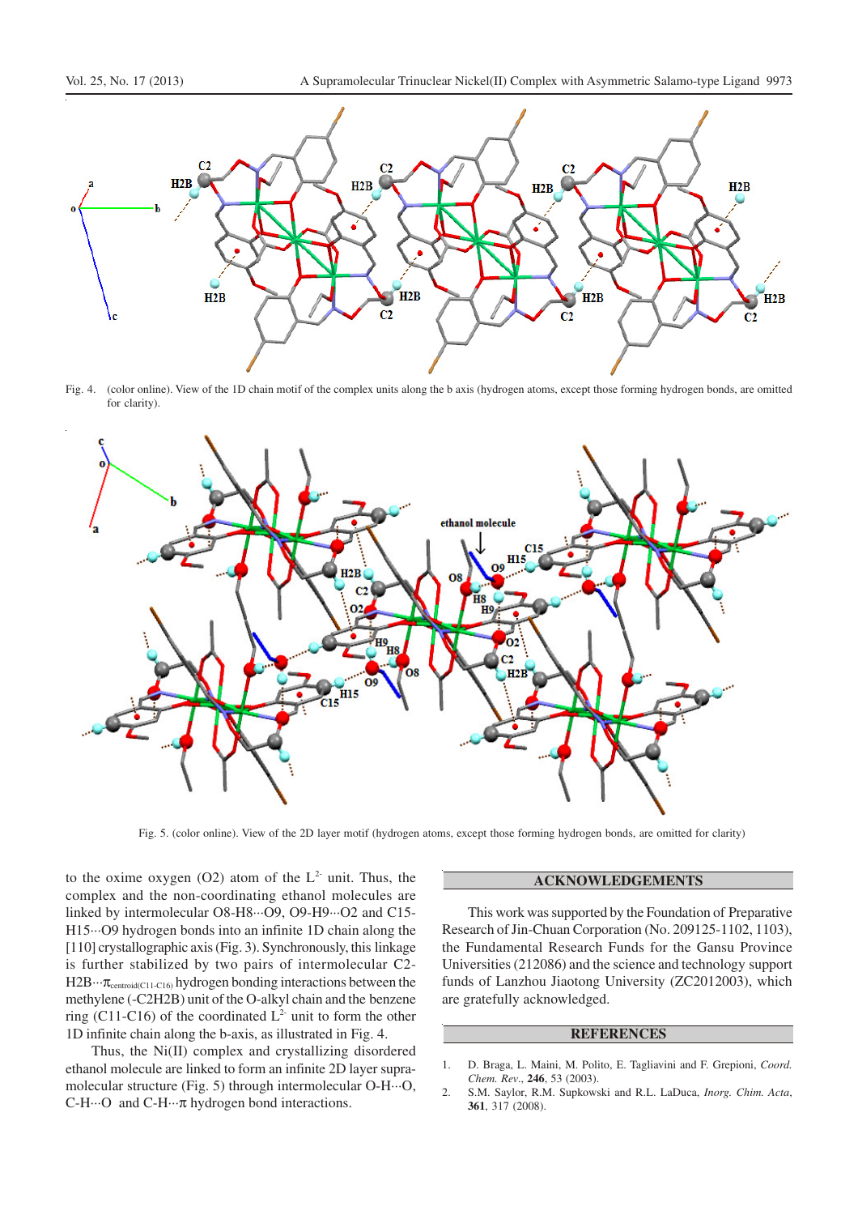Fig. 4. (color online). View of the 1D chain motif of the complex units along the b axis (hydrogen atoms, except those forming hydrogen bonds, are omitted for clarity).

Fig. 5. (color online). View of the 2D layer motif (hydrogen atoms, except those forming hydrogen bonds, are omitted for clarity)

to the oxime oxygen (O2) atom of the $L^{2-}$ unit. Thus, the complex and the non-coordinating ethanol molecules are linked by intermolecular O8-H8···O9, O9-H9···O2 and C15-H15···O9 hydrogen bonds into an infinite 1D chain along the [110] crystallographic axis (Fig. 3). Synchronously, this linkage is further stabilized by two pairs of intermolecular C2-H2B···$\pi_{centroid(C11-C16)}$ hydrogen bonding interactions between the methylene (-C2H2B) unit of the O-alkyl chain and the benzene ring (C11-C16) of the coordinated $L^{2-}$ unit to form the other 1D infinite chain along the b-axis, as illustrated in Fig. 4.

Thus, the Ni(II) complex and crystallizing disordered ethanol molecule are linked to form an infinite 2D layer supramolecular structure (Fig. 5) through intermolecular O-H···O, C-H···O and C-H···π hydrogen bond interactions.

## ACKNOWLEDGEMENTS

This work was supported by the Foundation of Preparative Research of Jin-Chuan Corporation (No. 209125-1102, 1103), the Fundamental Research Funds for the Gansu Province Universities (212086) and the science and technology support funds of Lanzhou Jiaotong University (ZC2012003), which are gratefully acknowledged.

## REFERENCES

1. D. Braga, L. Maini, M. Polito, E. Tagliavini and F. Grepioni, *Coord. Chem. Rev.*, **246**, 53 (2003).
2. S.M. Saylor, R.M. Supkowski and R.L. LaDuca, *Inorg. Chim. Acta*, **361**, 317 (2008).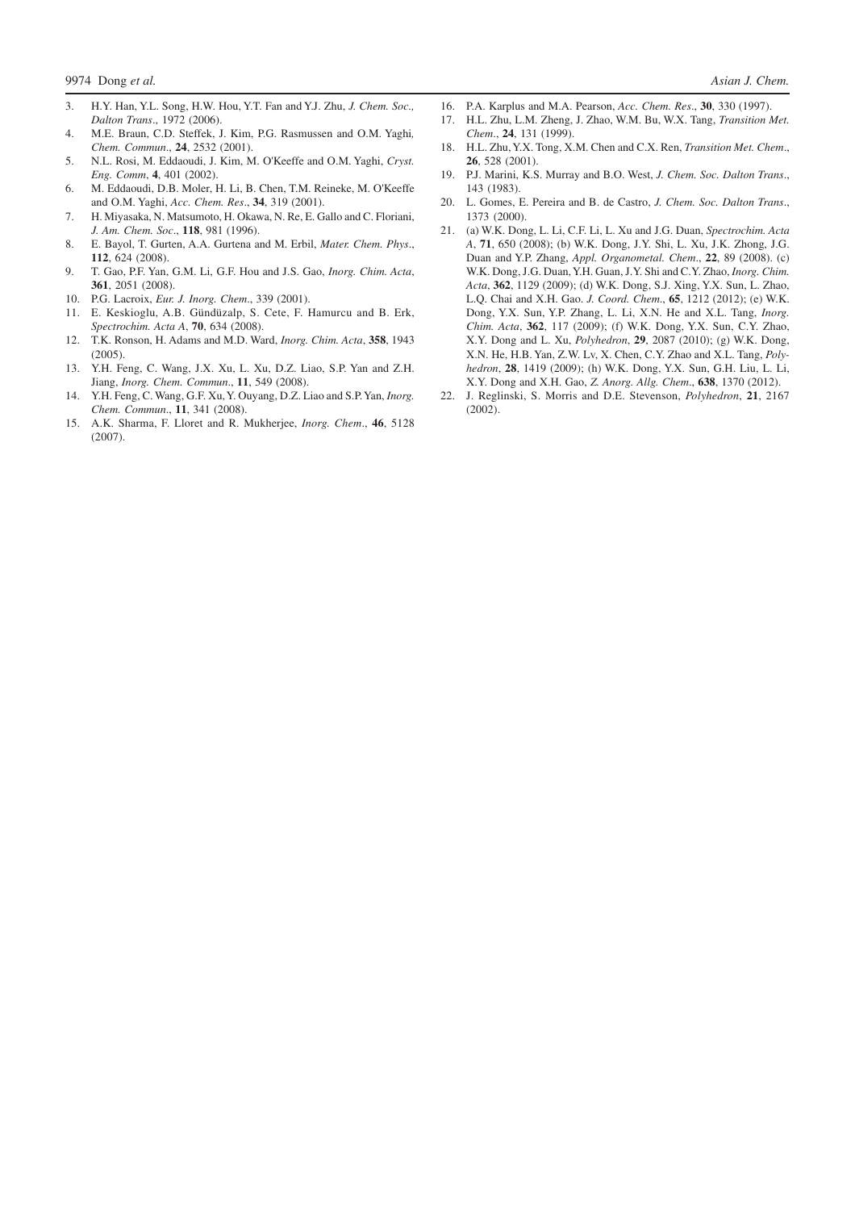3. H.Y. Han, Y.L. Song, H.W. Hou, Y.T. Fan and Y.J. Zhu, *J. Chem. Soc., Dalton Trans*., 1972 (2006).
4. M.E. Braun, C.D. Steffek, J. Kim, P.G. Rasmussen and O.M. Yaghi, *Chem. Commun*., **24**, 2532 (2001).
5. N.L. Rosi, M. Eddaoudi, J. Kim, M. O'Keeffe and O.M. Yaghi, *Cryst. Eng. Comm*, **4**, 401 (2002).
6. M. Eddaoudi, D.B. Moler, H. Li, B. Chen, T.M. Reineke, M. O'Keeffe and O.M. Yaghi, *Acc. Chem. Res*., **34**, 319 (2001).
7. H. Miyasaka, N. Matsumoto, H. Okawa, N. Re, E. Gallo and C. Floriani, *J. Am. Chem. Soc*., **118**, 981 (1996).
8. E. Bayol, T. Gurten, A.A. Gurtena and M. Erbil, *Mater. Chem. Phys*., **112**, 624 (2008).
9. T. Gao, P.F. Yan, G.M. Li, G.F. Hou and J.S. Gao, *Inorg. Chim. Acta*, **361**, 2051 (2008).
10. P.G. Lacroix, *Eur. J. Inorg. Chem*., 339 (2001).
11. E. Keskioglu, A.B. Gündüzalp, S. Cete, F. Hamurcu and B. Erk, *Spectrochim. Acta A*, **70**, 634 (2008).
12. T.K. Ronson, H. Adams and M.D. Ward, *Inorg. Chim. Acta*, **358**, 1943 (2005).
13. Y.H. Feng, C. Wang, J.X. Xu, L. Xu, D.Z. Liao, S.P. Yan and Z.H. Jiang, *Inorg. Chem. Commun*., **11**, 549 (2008).
14. Y.H. Feng, C. Wang, G.F. Xu, Y. Ouyang, D.Z. Liao and S.P. Yan, *Inorg. Chem. Commun*., **11**, 341 (2008).
15. A.K. Sharma, F. Lloret and R. Mukherjee, *Inorg. Chem*., **46**, 5128 (2007).
16. P.A. Karplus and M.A. Pearson, *Acc. Chem. Res*., **30**, 330 (1997).
17. H.L. Zhu, L.M. Zheng, J. Zhao, W.M. Bu, W.X. Tang, *Transition Met. Chem*., **24**, 131 (1999).
18. H.L. Zhu, Y.X. Tong, X.M. Chen and C.X. Ren, *Transition Met. Chem*., **26**, 528 (2001).
19. P.J. Marini, K.S. Murray and B.O. West, *J. Chem. Soc. Dalton Trans*., 143 (1983).
20. L. Gomes, E. Pereira and B. de Castro, *J. Chem. Soc. Dalton Trans*., 1373 (2000).
21. (a) W.K. Dong, L. Li, C.F. Li, L. Xu and J.G. Duan, *Spectrochim. Acta A*, **71**, 650 (2008); (b) W.K. Dong, J.Y. Shi, L. Xu, J.K. Zhong, J.G. Duan and Y.P. Zhang, *Appl. Organometal. Chem*., **22**, 89 (2008). (c) W.K. Dong, J.G. Duan, Y.H. Guan, J.Y. Shi and C.Y. Zhao, *Inorg. Chim. Acta*, **362**, 1129 (2009); (d) W.K. Dong, S.J. Xing, Y.X. Sun, L. Zhao, L.Q. Chai and X.H. Gao. *J. Coord. Chem*., **65**, 1212 (2012); (e) W.K. Dong, Y.X. Sun, Y.P. Zhang, L. Li, X.N. He and X.L. Tang, *Inorg. Chim. Acta*, **362**, 117 (2009); (f) W.K. Dong, Y.X. Sun, C.Y. Zhao, X.Y. Dong and L. Xu, *Polyhedron*, **29**, 2087 (2010); (g) W.K. Dong, X.N. He, H.B. Yan, Z.W. Lv, X. Chen, C.Y. Zhao and X.L. Tang, *Polyhedron*, **28**, 1419 (2009); (h) W.K. Dong, Y.X. Sun, G.H. Liu, L. Li, X.Y. Dong and X.H. Gao, *Z. Anorg. Allg. Chem*., **638**, 1370 (2012).
22. J. Reglinski, S. Morris and D.E. Stevenson, *Polyhedron*, **21**, 2167 (2002).